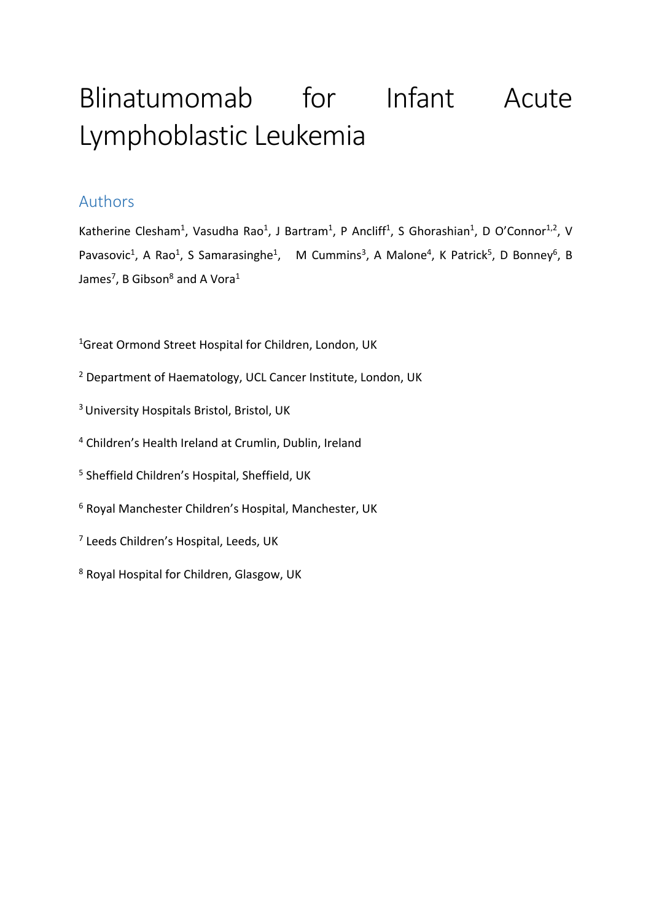# Blinatumomab for Infant Acute Lymphoblastic Leukemia

## Authors

Katherine Clesham[1], Vasudha Rao[1], J Bartram[1], P Ancliff[1], S Ghorashian[1], D O'Connor[1,2], V Pavasovic[1], A Rao[1], S Samarasinghe[1], M Cummins[3], A Malone[4], K Patrick[5], D Bonney[6], B James[7], B Gibson[8] and A Vora[1]

[1]Great Ormond Street Hospital for Children, London, UK

[2] Department of Haematology, UCL Cancer Institute, London, UK

[3] University Hospitals Bristol, Bristol, UK

[4] Children's Health Ireland at Crumlin, Dublin, Ireland

[5] Sheffield Children's Hospital, Sheffield, UK

[6] Royal Manchester Children's Hospital, Manchester, UK

[7] Leeds Children's Hospital, Leeds, UK

[8] Royal Hospital for Children, Glasgow, UK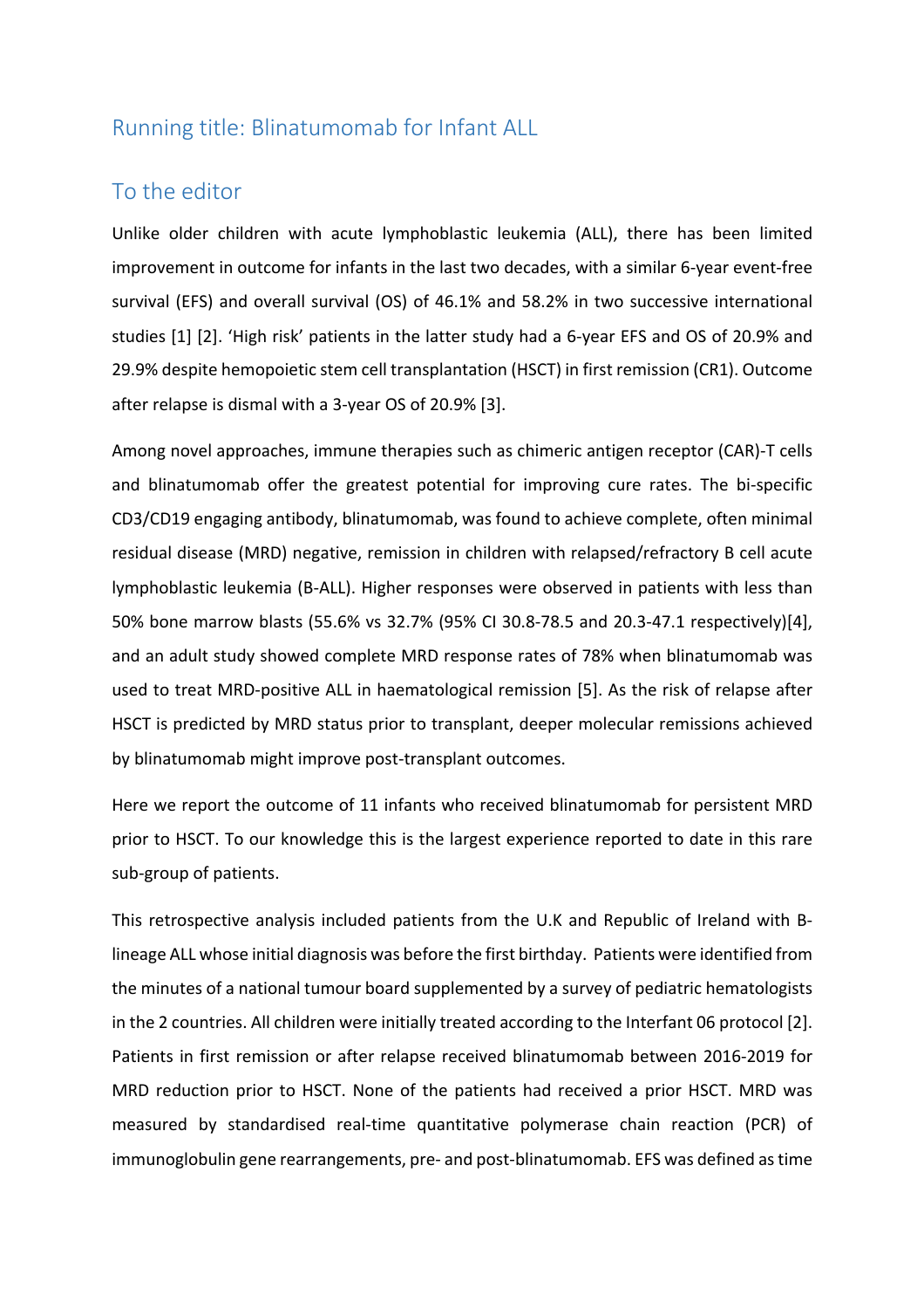## Running title: Blinatumomab for Infant ALL

## To the editor

Unlike older children with acute lymphoblastic leukemia (ALL), there has been limited improvement in outcome for infants in the last two decades, with a similar 6-year event-free survival (EFS) and overall survival (OS) of 46.1% and 58.2% in two successive international studies [1] [2]. 'High risk' patients in the latter study had a 6-year EFS and OS of 20.9% and 29.9% despite hemopoietic stem cell transplantation (HSCT) in first remission (CR1). Outcome after relapse is dismal with a 3-year OS of 20.9% [3].

Among novel approaches, immune therapies such as chimeric antigen receptor (CAR)-T cells and blinatumomab offer the greatest potential for improving cure rates. The bi-specific CD3/CD19 engaging antibody, blinatumomab, was found to achieve complete, often minimal residual disease (MRD) negative, remission in children with relapsed/refractory B cell acute lymphoblastic leukemia (B-ALL). Higher responses were observed in patients with less than 50% bone marrow blasts (55.6% vs 32.7% (95% CI 30.8-78.5 and 20.3-47.1 respectively)[4], and an adult study showed complete MRD response rates of 78% when blinatumomab was used to treat MRD-positive ALL in haematological remission [5]. As the risk of relapse after HSCT is predicted by MRD status prior to transplant, deeper molecular remissions achieved by blinatumomab might improve post-transplant outcomes.

Here we report the outcome of 11 infants who received blinatumomab for persistent MRD prior to HSCT. To our knowledge this is the largest experience reported to date in this rare sub-group of patients.

This retrospective analysis included patients from the U.K and Republic of Ireland with B-lineage ALL whose initial diagnosis was before the first birthday. Patients were identified from the minutes of a national tumour board supplemented by a survey of pediatric hematologists in the 2 countries. All children were initially treated according to the Interfant 06 protocol [2]. Patients in first remission or after relapse received blinatumomab between 2016-2019 for MRD reduction prior to HSCT. None of the patients had received a prior HSCT. MRD was measured by standardised real-time quantitative polymerase chain reaction (PCR) of immunoglobulin gene rearrangements, pre- and post-blinatumomab. EFS was defined as time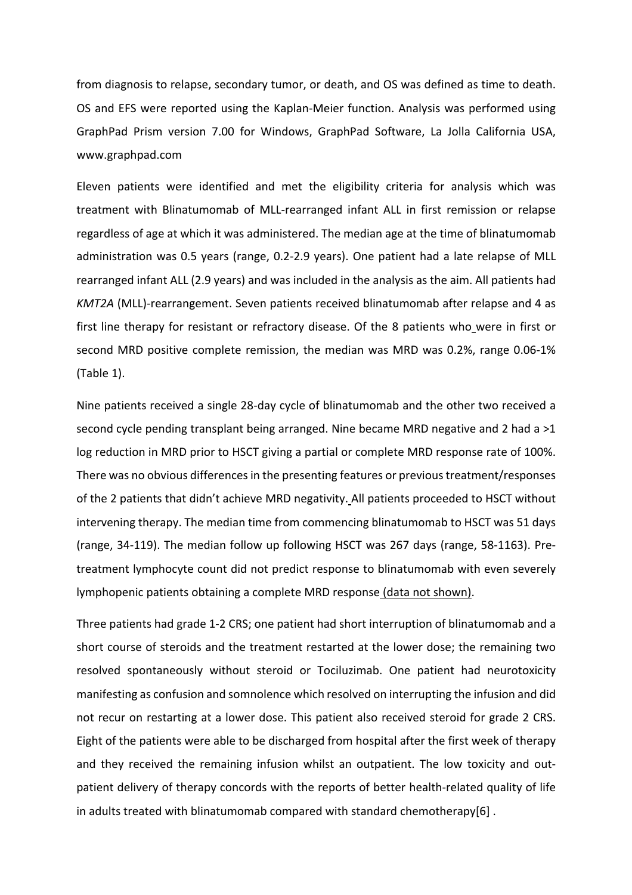from diagnosis to relapse, secondary tumor, or death, and OS was defined as time to death. OS and EFS were reported using the Kaplan-Meier function. Analysis was performed using GraphPad Prism version 7.00 for Windows, GraphPad Software, La Jolla California USA, www.graphpad.com

Eleven patients were identified and met the eligibility criteria for analysis which was treatment with Blinatumomab of MLL-rearranged infant ALL in first remission or relapse regardless of age at which it was administered. The median age at the time of blinatumomab administration was 0.5 years (range, 0.2-2.9 years). One patient had a late relapse of MLL rearranged infant ALL (2.9 years) and was included in the analysis as the aim. All patients had *KMT2A* (MLL)-rearrangement. Seven patients received blinatumomab after relapse and 4 as first line therapy for resistant or refractory disease. Of the 8 patients who were in first or second MRD positive complete remission, the median was MRD was 0.2%, range 0.06-1% (Table 1).

Nine patients received a single 28-day cycle of blinatumomab and the other two received a second cycle pending transplant being arranged. Nine became MRD negative and 2 had a >1 log reduction in MRD prior to HSCT giving a partial or complete MRD response rate of 100%. There was no obvious differences in the presenting features or previous treatment/responses of the 2 patients that didn't achieve MRD negativity. All patients proceeded to HSCT without intervening therapy. The median time from commencing blinatumomab to HSCT was 51 days (range, 34-119). The median follow up following HSCT was 267 days (range, 58-1163). Pre-treatment lymphocyte count did not predict response to blinatumomab with even severely lymphopenic patients obtaining a complete MRD response (data not shown).

Three patients had grade 1-2 CRS; one patient had short interruption of blinatumomab and a short course of steroids and the treatment restarted at the lower dose; the remaining two resolved spontaneously without steroid or Tociluzimab. One patient had neurotoxicity manifesting as confusion and somnolence which resolved on interrupting the infusion and did not recur on restarting at a lower dose. This patient also received steroid for grade 2 CRS. Eight of the patients were able to be discharged from hospital after the first week of therapy and they received the remaining infusion whilst an outpatient. The low toxicity and out-patient delivery of therapy concords with the reports of better health-related quality of life in adults treated with blinatumomab compared with standard chemotherapy[6] .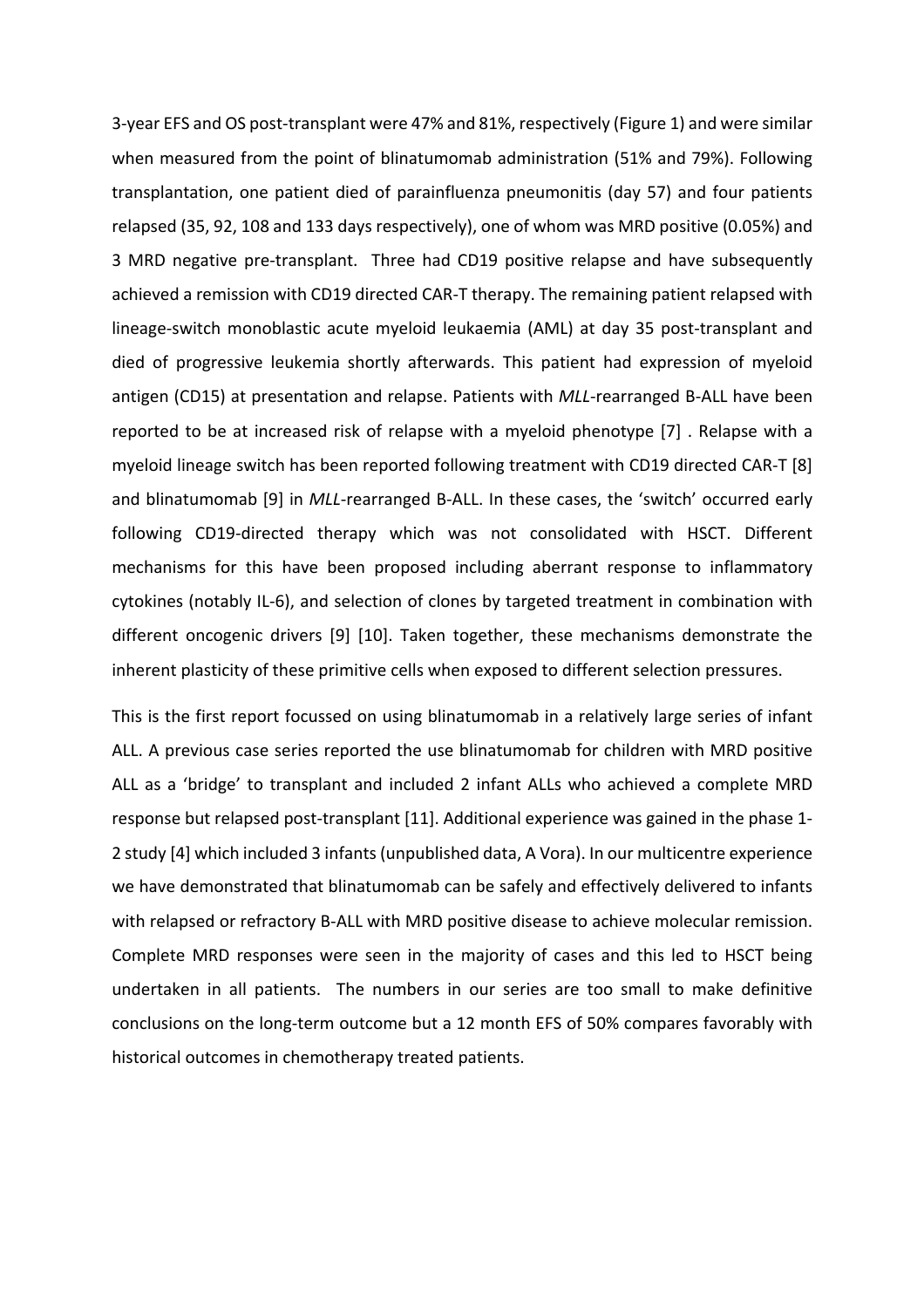3-year EFS and OS post-transplant were 47% and 81%, respectively (Figure 1) and were similar when measured from the point of blinatumomab administration (51% and 79%). Following transplantation, one patient died of parainfluenza pneumonitis (day 57) and four patients relapsed (35, 92, 108 and 133 days respectively), one of whom was MRD positive (0.05%) and 3 MRD negative pre-transplant. Three had CD19 positive relapse and have subsequently achieved a remission with CD19 directed CAR-T therapy. The remaining patient relapsed with lineage-switch monoblastic acute myeloid leukaemia (AML) at day 35 post-transplant and died of progressive leukemia shortly afterwards. This patient had expression of myeloid antigen (CD15) at presentation and relapse. Patients with *MLL*-rearranged B-ALL have been reported to be at increased risk of relapse with a myeloid phenotype [7] . Relapse with a myeloid lineage switch has been reported following treatment with CD19 directed CAR-T [8] and blinatumomab [9] in *MLL*-rearranged B-ALL. In these cases, the 'switch' occurred early following CD19-directed therapy which was not consolidated with HSCT. Different mechanisms for this have been proposed including aberrant response to inflammatory cytokines (notably IL-6), and selection of clones by targeted treatment in combination with different oncogenic drivers [9] [10]. Taken together, these mechanisms demonstrate the inherent plasticity of these primitive cells when exposed to different selection pressures.

This is the first report focussed on using blinatumomab in a relatively large series of infant ALL. A previous case series reported the use blinatumomab for children with MRD positive ALL as a 'bridge' to transplant and included 2 infant ALLs who achieved a complete MRD response but relapsed post-transplant [11]. Additional experience was gained in the phase 1-2 study [4] which included 3 infants (unpublished data, A Vora). In our multicentre experience we have demonstrated that blinatumomab can be safely and effectively delivered to infants with relapsed or refractory B-ALL with MRD positive disease to achieve molecular remission. Complete MRD responses were seen in the majority of cases and this led to HSCT being undertaken in all patients. The numbers in our series are too small to make definitive conclusions on the long-term outcome but a 12 month EFS of 50% compares favorably with historical outcomes in chemotherapy treated patients.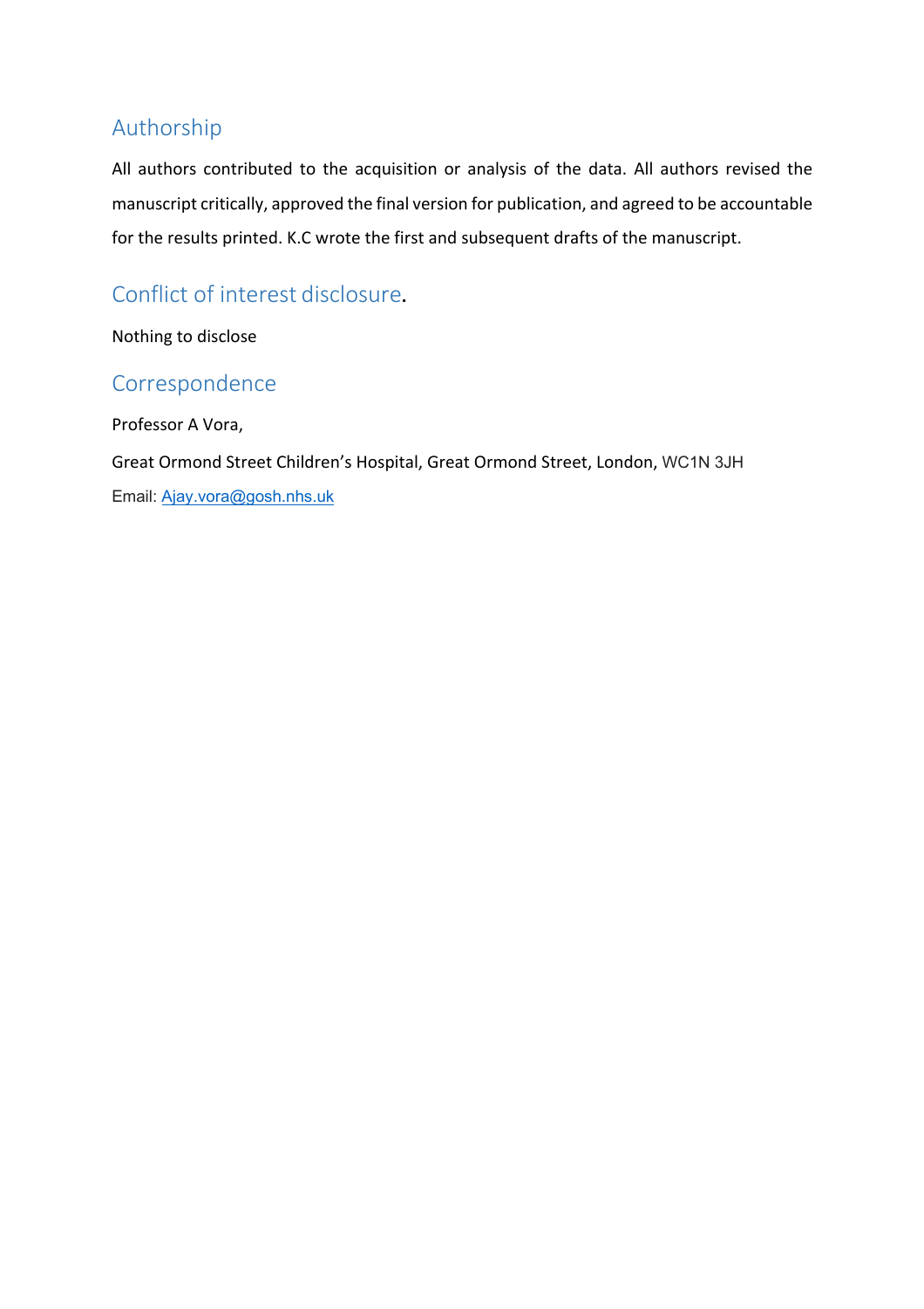## Authorship

All authors contributed to the acquisition or analysis of the data. All authors revised the manuscript critically, approved the final version for publication, and agreed to be accountable for the results printed. K.C wrote the first and subsequent drafts of the manuscript.

## Conflict of interest disclosure.

Nothing to disclose

## Correspondence

Professor A Vora,

Great Ormond Street Children's Hospital, Great Ormond Street, London, WC1N 3JH

Email: Ajay.vora@gosh.nhs.uk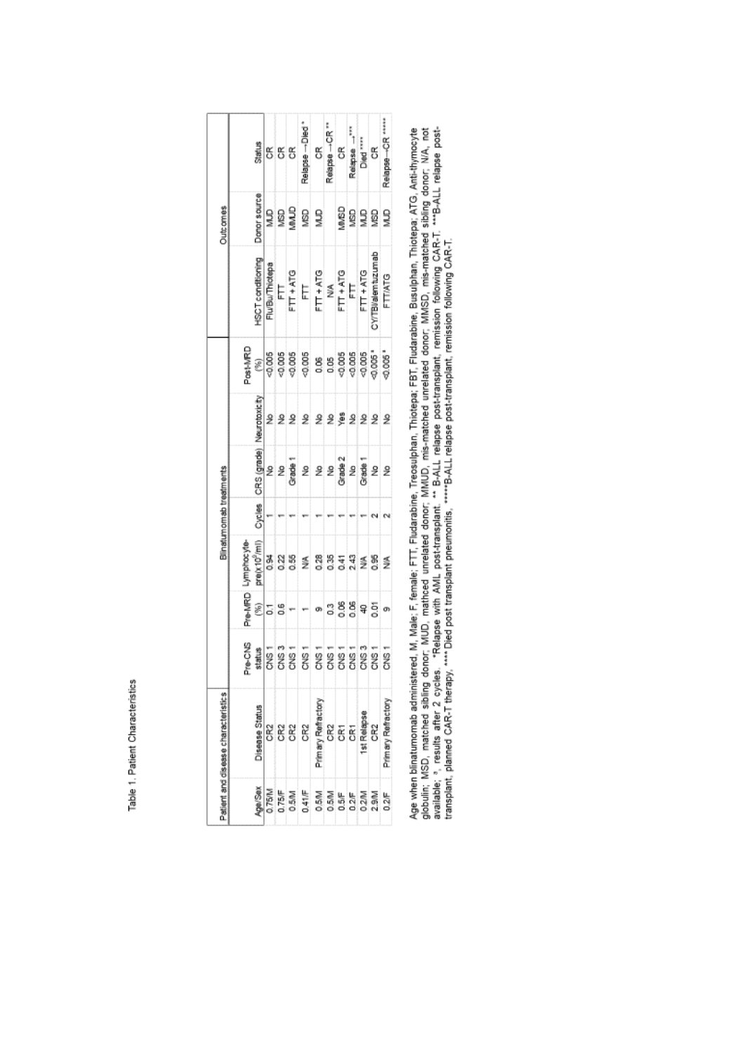Table 1. Patient Characteristics

| Patient and disease characteristics | | | Blinatumomab treatments | | | | | | Outcomes | | |
|---|---|---|---|---|---|---|---|---|---|---|---|
| Age/Sex | Disease Status | Pre-CNS status | Pre-MRD (%) | Lymphocyte-pre($x10^9$/ml) | Cycles | CRS (grade) | Neurotoxicity | Post-MRD (%) | HSCT conditioning | Donor source | Status |
| 0.75/M | CR2 | CNS 1 | 0.1 | 0.94 | 1 | No | No | <0.005 | Flu/Bu/Thiotepa | MUD | CR |
| 0.75/F | CR2 | CNS 3 | 0.6 | 0.22 | 1 | No | No | <0.005 | FTT | MSD | CR |
| 0.5/M | CR2 | CNS 1 | 1 | 0.55 | 1 | Grade 1 | No | <0.005 | FTT + ATG | MMUD | CR |
| 0.41/F | CR2 | CNS 1 | 1 | N/A | 1 | No | No | <0.005 | FTT | MSD | Relapse →Died * |
| 0.5/M | Primary Refractory | CNS 1 | 9 | 0.28 | 1 | No | No | 0.06 | FTT + ATG | MUD | CR |
| 0.5/M | CR2 | CNS 1 | 0.3 | 0.35 | 1 | No | No | 0.05 | N/A | | Relapse →CR ** |
| 0.5/F | CR1 | CNS 1 | 0.06 | 0.41 | 1 | Grade 2 | Yes | <0.005 | FTT + ATG | MMSD | CR |
| 0.2/F | CR1 | CNS 1 | 0.06 | 2.43 | 1 | No | No | <0.005 | FTT | MSD | Relapse →*** |
| 0.2/M | 1st Relapse | CNS 3 | 40 | N/A | 1 | Grade 1 | No | <0.005 | FTT + ATG | MUD | Died **** |
| 2.9/M | CR2 | CNS 1 | 0.01 | 0.95 | 2 | No | No | <0.005 [a] | CY/TBI/alemtuzumab | MSD | CR |
| 0.2/F | Primary Refractory | CNS 1 | 9 | N/A | 2 | No | No | <0.005 [a] | FTT/ATG | MUD | Relapse→CR ***** |

Age when blinatumomab administered, M, Male; F, female; FTT, Fludarabine, Treosulphan, Thiotepa; FBT, Fludarabine, Busulphan, Thiotepa; ATG, Anti-thymocyte globulin; MSD, matched sibling donor; MUD, mathced unrelated donor; MMUD, mis-matched unrelated donor; MMSD, mis-matched sibling donor; N/A, not available; [a], results after 2 cycles. *Relapse with AML post-transplant. ** B-ALL relapse post-transplant, remission following CAR-T. ***B-ALL relapse post-transplant, planned CAR-T therapy. **** Died post transplant pneumonitis. *****B-ALL relapse post-transplant, remission following CAR-T.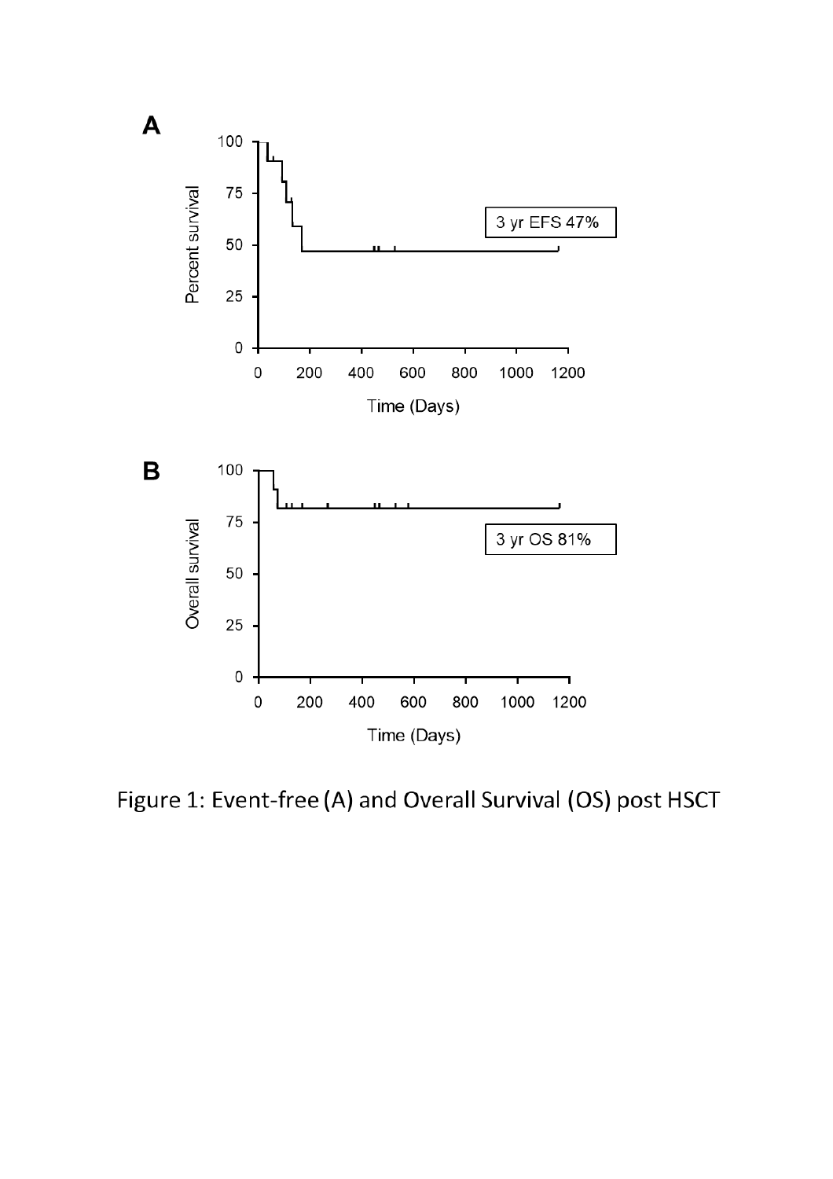Figure 1: Event-free (A) and Overall Survival (OS) post HSCT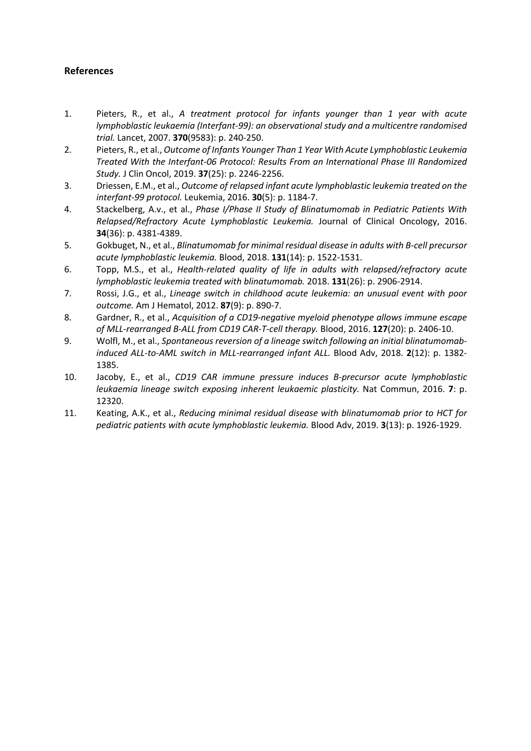**References**

1. Pieters, R., et al., *A treatment protocol for infants younger than 1 year with acute lymphoblastic leukaemia (Interfant-99): an observational study and a multicentre randomised trial.* Lancet, 2007. **370**(9583): p. 240-250.
2. Pieters, R., et al., *Outcome of Infants Younger Than 1 Year With Acute Lymphoblastic Leukemia Treated With the Interfant-06 Protocol: Results From an International Phase III Randomized Study.* J Clin Oncol, 2019. **37**(25): p. 2246-2256.
3. Driessen, E.M., et al., *Outcome of relapsed infant acute lymphoblastic leukemia treated on the interfant-99 protocol.* Leukemia, 2016. **30**(5): p. 1184-7.
4. Stackelberg, A.v., et al., *Phase I/Phase II Study of Blinatumomab in Pediatric Patients With Relapsed/Refractory Acute Lymphoblastic Leukemia.* Journal of Clinical Oncology, 2016. **34**(36): p. 4381-4389.
5. Gokbuget, N., et al., *Blinatumomab for minimal residual disease in adults with B-cell precursor acute lymphoblastic leukemia.* Blood, 2018. **131**(14): p. 1522-1531.
6. Topp, M.S., et al., *Health-related quality of life in adults with relapsed/refractory acute lymphoblastic leukemia treated with blinatumomab.* 2018. **131**(26): p. 2906-2914.
7. Rossi, J.G., et al., *Lineage switch in childhood acute leukemia: an unusual event with poor outcome.* Am J Hematol, 2012. **87**(9): p. 890-7.
8. Gardner, R., et al., *Acquisition of a CD19-negative myeloid phenotype allows immune escape of MLL-rearranged B-ALL from CD19 CAR-T-cell therapy.* Blood, 2016. **127**(20): p. 2406-10.
9. Wolfl, M., et al., *Spontaneous reversion of a lineage switch following an initial blinatumomab-induced ALL-to-AML switch in MLL-rearranged infant ALL.* Blood Adv, 2018. **2**(12): p. 1382-1385.
10. Jacoby, E., et al., *CD19 CAR immune pressure induces B-precursor acute lymphoblastic leukaemia lineage switch exposing inherent leukaemic plasticity.* Nat Commun, 2016. **7**: p. 12320.
11. Keating, A.K., et al., *Reducing minimal residual disease with blinatumomab prior to HCT for pediatric patients with acute lymphoblastic leukemia.* Blood Adv, 2019. **3**(13): p. 1926-1929.